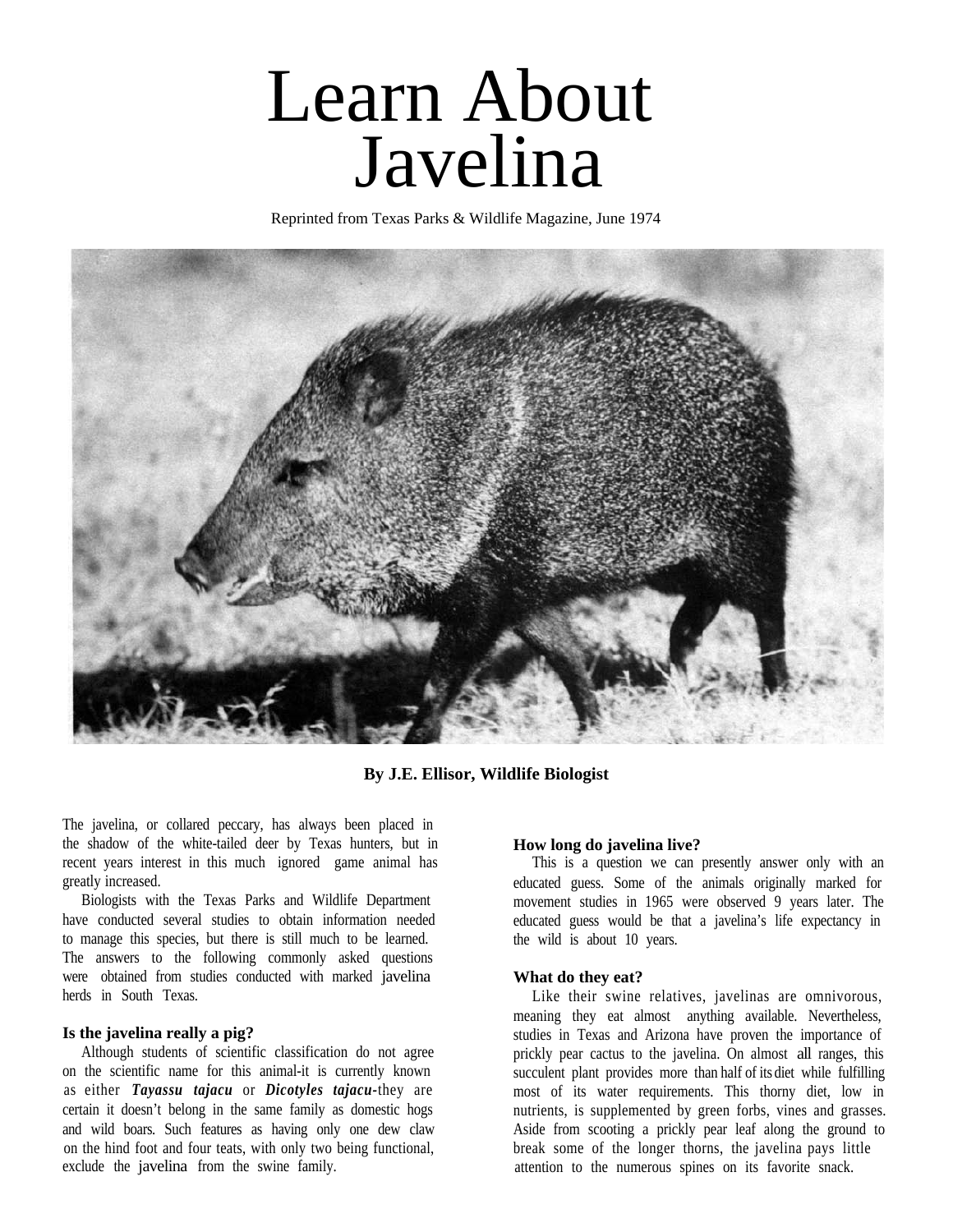# Learn About Javelina

Reprinted from Texas Parks & Wildlife Magazine, June 1974

**By J.E. Ellisor, Wildlife Biologist**

The javelina, or collared peccary, has always been placed in the shadow of the white-tailed deer by Texas hunters, but in recent years interest in this much ignored game animal has greatly increased.

Biologists with the Texas Parks and Wildlife Department have conducted several studies to obtain information needed to manage this species, but there is still much to be learned. The answers to the following commonly asked questions were obtained from studies conducted with marked javelina herds in South Texas.

### Is the javelina really a pig?

Although students of scientific classification do not agree on the scientific name for this animal-it is currently known as either ***Tayassu tajacu*** or ***Dicotyles tajacu***-they are certain it doesn't belong in the same family as domestic hogs and wild boars. Such features as having only one dew claw on the hind foot and four teats, with only two being functional, exclude the javelina from the swine family.

### How long do javelina live?

This is a question we can presently answer only with an educated guess. Some of the animals originally marked for movement studies in 1965 were observed 9 years later. The educated guess would be that a javelina's life expectancy in the wild is about 10 years.

### What do they eat?

Like their swine relatives, javelinas are omnivorous, meaning they eat almost anything available. Nevertheless, studies in Texas and Arizona have proven the importance of prickly pear cactus to the javelina. On almost all ranges, this succulent plant provides more than half of its diet while fulfilling most of its water requirements. This thorny diet, low in nutrients, is supplemented by green forbs, vines and grasses. Aside from scooting a prickly pear leaf along the ground to break some of the longer thorns, the javelina pays little attention to the numerous spines on its favorite snack.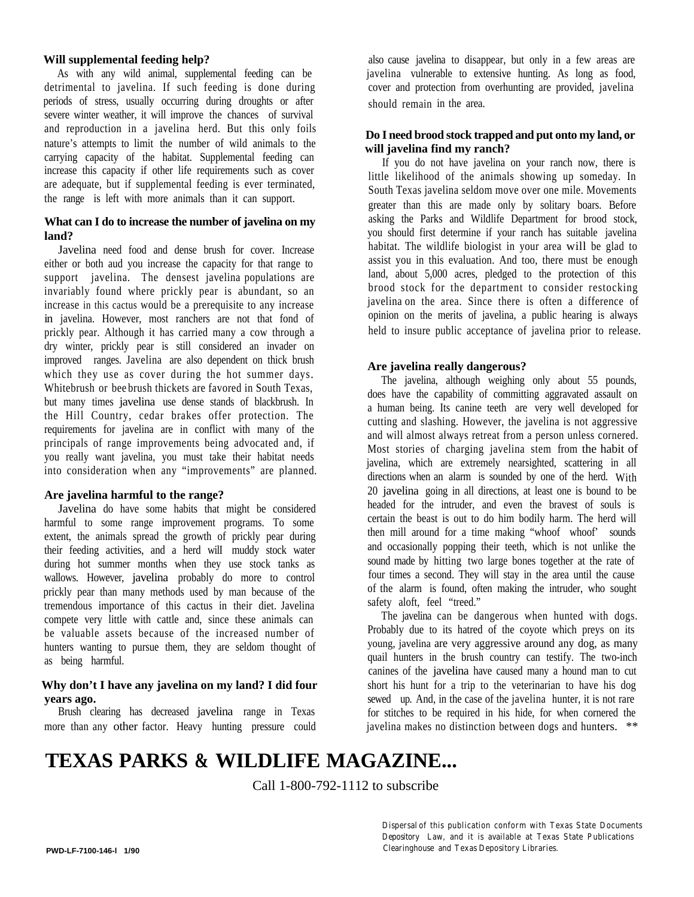### Will supplemental feeding help?

As with any wild animal, supplemental feeding can be detrimental to javelina. If such feeding is done during periods of stress, usually occurring during droughts or after severe winter weather, it will improve the chances of survival and reproduction in a javelina herd. But this only foils nature's attempts to limit the number of wild animals to the carrying capacity of the habitat. Supplemental feeding can increase this capacity if other life requirements such as cover are adequate, but if supplemental feeding is ever terminated, the range is left with more animals than it can support.

### What can I do to increase the number of javelina on my land?

Javelina need food and dense brush for cover. Increase either or both aud you increase the capacity for that range to support javelina. The densest javelina populations are invariably found where prickly pear is abundant, so an increase in this cactus would be a prerequisite to any increase in javelina. However, most ranchers are not that fond of prickly pear. Although it has carried many a cow through a dry winter, prickly pear is still considered an invader on improved ranges. Javelina are also dependent on thick brush which they use as cover during the hot summer days. Whitebrush or bee brush thickets are favored in South Texas, but many times javelina use dense stands of blackbrush. In the Hill Country, cedar brakes offer protection. The requirements for javelina are in conflict with many of the principals of range improvements being advocated and, if you really want javelina, you must take their habitat needs into consideration when any "improvements" are planned.

### Are javelina harmful to the range?

Javelina do have some habits that might be considered harmful to some range improvement programs. To some extent, the animals spread the growth of prickly pear during their feeding activities, and a herd will muddy stock water during hot summer months when they use stock tanks as wallows. However, javelina probably do more to control prickly pear than many methods used by man because of the tremendous importance of this cactus in their diet. Javelina compete very little with cattle and, since these animals can be valuable assets because of the increased number of hunters wanting to pursue them, they are seldom thought of as being harmful.

### Why don't I have any javelina on my land? I did four years ago.

Brush clearing has decreased javelina range in Texas more than any other factor. Heavy hunting pressure could also cause javelina to disappear, but only in a few areas are javelina vulnerable to extensive hunting. As long as food, cover and protection from overhunting are provided, javelina should remain in the area.

### Do I need brood stock trapped and put onto my land, or will javelina find my ranch?

If you do not have javelina on your ranch now, there is little likelihood of the animals showing up someday. In South Texas javelina seldom move over one mile. Movements greater than this are made only by solitary boars. Before asking the Parks and Wildlife Department for brood stock, you should first determine if your ranch has suitable javelina habitat. The wildlife biologist in your area will be glad to assist you in this evaluation. And too, there must be enough land, about 5,000 acres, pledged to the protection of this brood stock for the department to consider restocking javelina on the area. Since there is often a difference of opinion on the merits of javelina, a public hearing is always held to insure public acceptance of javelina prior to release.

### Are javelina really dangerous?

The javelina, although weighing only about 55 pounds, does have the capability of committing aggravated assault on a human being. Its canine teeth are very well developed for cutting and slashing. However, the javelina is not aggressive and will almost always retreat from a person unless cornered. Most stories of charging javelina stem from the habit of javelina, which are extremely nearsighted, scattering in all directions when an alarm is sounded by one of the herd. With 20 javelina going in all directions, at least one is bound to be headed for the intruder, and even the bravest of souls is certain the beast is out to do him bodily harm. The herd will then mill around for a time making "whoof whoof' sounds and occasionally popping their teeth, which is not unlike the sound made by hitting two large bones together at the rate of four times a second. They will stay in the area until the cause of the alarm is found, often making the intruder, who sought safety aloft, feel "treed."

The javelina can be dangerous when hunted with dogs. Probably due to its hatred of the coyote which preys on its young, javelina are very aggressive around any dog, as many quail hunters in the brush country can testify. The two-inch canines of the javelina have caused many a hound man to cut short his hunt for a trip to the veterinarian to have his dog sewed up. And, in the case of the javelina hunter, it is not rare for stitches to be required in his hide, for when cornered the javelina makes no distinction between dogs and hunters. **

## TEXAS PARKS & WILDLIFE MAGAZINE...

Call 1-800-792-1112 to subscribe

PWD-LF-7100-146-I 1/90

Dispersal of this publication conform with Texas State Documents Depository Law, and it is available at Texas State Publications Clearinghouse and Texas Depository Libraries.